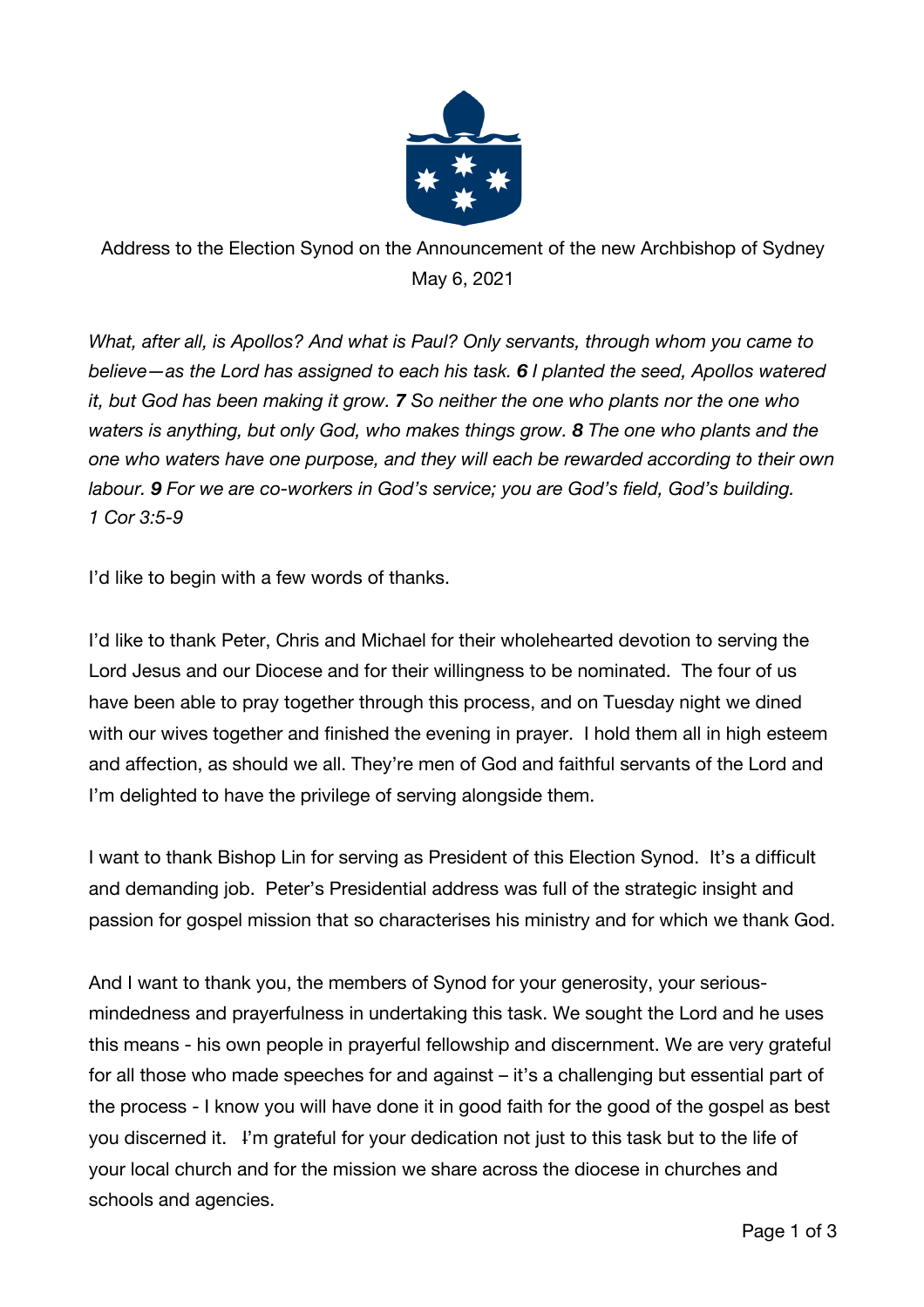Address to the Election Synod on the Announcement of the new Archbishop of Sydney
May 6, 2021

*What, after all, is Apollos? And what is Paul? Only servants, through whom you came to believe—as the Lord has assigned to each his task.* ***6*** *I planted the seed, Apollos watered it, but God has been making it grow.* ***7*** *So neither the one who plants nor the one who waters is anything, but only God, who makes things grow.* ***8*** *The one who plants and the one who waters have one purpose, and they will each be rewarded according to their own labour.* ***9*** *For we are co-workers in God's service; you are God's field, God's building.*
*1 Cor 3:5-9*

I'd like to begin with a few words of thanks.

I'd like to thank Peter, Chris and Michael for their wholehearted devotion to serving the Lord Jesus and our Diocese and for their willingness to be nominated. The four of us have been able to pray together through this process, and on Tuesday night we dined with our wives together and finished the evening in prayer. I hold them all in high esteem and affection, as should we all. They're men of God and faithful servants of the Lord and I'm delighted to have the privilege of serving alongside them.

I want to thank Bishop Lin for serving as President of this Election Synod. It's a difficult and demanding job. Peter's Presidential address was full of the strategic insight and passion for gospel mission that so characterises his ministry and for which we thank God.

And I want to thank you, the members of Synod for your generosity, your serious-mindedness and prayerfulness in undertaking this task. We sought the Lord and he uses this means - his own people in prayerful fellowship and discernment. We are very grateful for all those who made speeches for and against – it's a challenging but essential part of the process - I know you will have done it in good faith for the good of the gospel as best you discerned it. I'm grateful for your dedication not just to this task but to the life of your local church and for the mission we share across the diocese in churches and schools and agencies.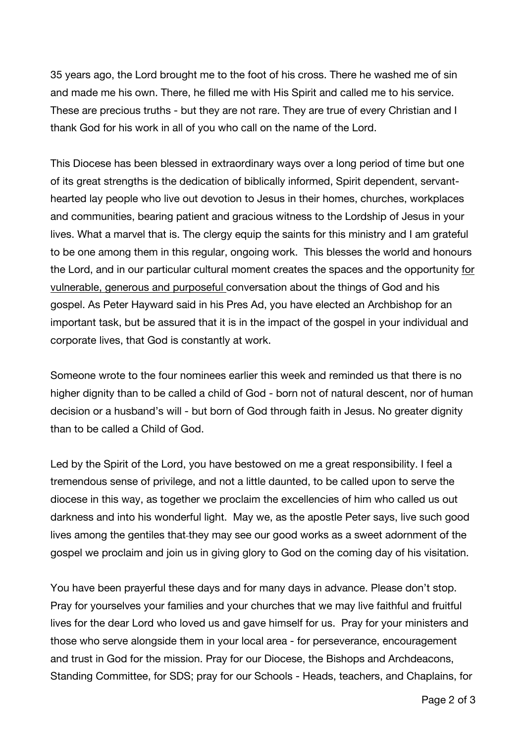35 years ago, the Lord brought me to the foot of his cross. There he washed me of sin and made me his own. There, he filled me with His Spirit and called me to his service. These are precious truths - but they are not rare. They are true of every Christian and I thank God for his work in all of you who call on the name of the Lord.

This Diocese has been blessed in extraordinary ways over a long period of time but one of its great strengths is the dedication of biblically informed, Spirit dependent, servant-hearted lay people who live out devotion to Jesus in their homes, churches, workplaces and communities, bearing patient and gracious witness to the Lordship of Jesus in your lives. What a marvel that is. The clergy equip the saints for this ministry and I am grateful to be one among them in this regular, ongoing work. This blesses the world and honours the Lord, and in our particular cultural moment creates the spaces and the opportunity <u>for vulnerable, generous and purposeful</u> conversation about the things of God and his gospel. As Peter Hayward said in his Pres Ad, you have elected an Archbishop for an important task, but be assured that it is in the impact of the gospel in your individual and corporate lives, that God is constantly at work.

Someone wrote to the four nominees earlier this week and reminded us that there is no higher dignity than to be called a child of God - born not of natural descent, nor of human decision or a husband's will - but born of God through faith in Jesus. No greater dignity than to be called a Child of God.

Led by the Spirit of the Lord, you have bestowed on me a great responsibility. I feel a tremendous sense of privilege, and not a little daunted, to be called upon to serve the diocese in this way, as together we proclaim the excellencies of him who called us out darkness and into his wonderful light. May we, as the apostle Peter says, live such good lives among the gentiles that they may see our good works as a sweet adornment of the gospel we proclaim and join us in giving glory to God on the coming day of his visitation.

You have been prayerful these days and for many days in advance. Please don't stop. Pray for yourselves your families and your churches that we may live faithful and fruitful lives for the dear Lord who loved us and gave himself for us. Pray for your ministers and those who serve alongside them in your local area - for perseverance, encouragement and trust in God for the mission. Pray for our Diocese, the Bishops and Archdeacons, Standing Committee, for SDS; pray for our Schools - Heads, teachers, and Chaplains, for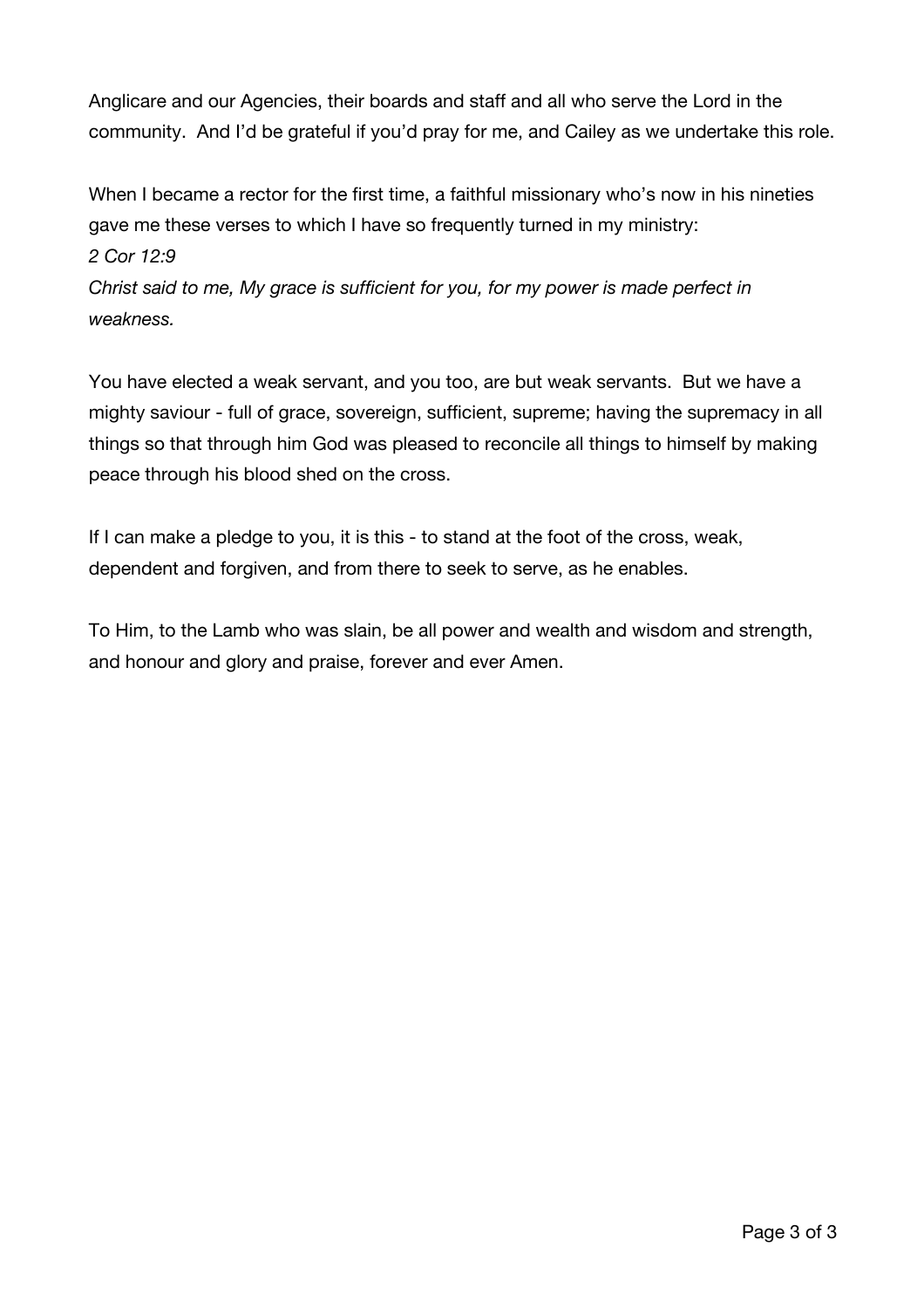Anglicare and our Agencies, their boards and staff and all who serve the Lord in the community. And I'd be grateful if you'd pray for me, and Cailey as we undertake this role.

When I became a rector for the first time, a faithful missionary who's now in his nineties gave me these verses to which I have so frequently turned in my ministry:
*2 Cor 12:9*
*Christ said to me, My grace is sufficient for you, for my power is made perfect in weakness.*

You have elected a weak servant, and you too, are but weak servants. But we have a mighty saviour - full of grace, sovereign, sufficient, supreme; having the supremacy in all things so that through him God was pleased to reconcile all things to himself by making peace through his blood shed on the cross.

If I can make a pledge to you, it is this - to stand at the foot of the cross, weak, dependent and forgiven, and from there to seek to serve, as he enables.

To Him, to the Lamb who was slain, be all power and wealth and wisdom and strength, and honour and glory and praise, forever and ever Amen.